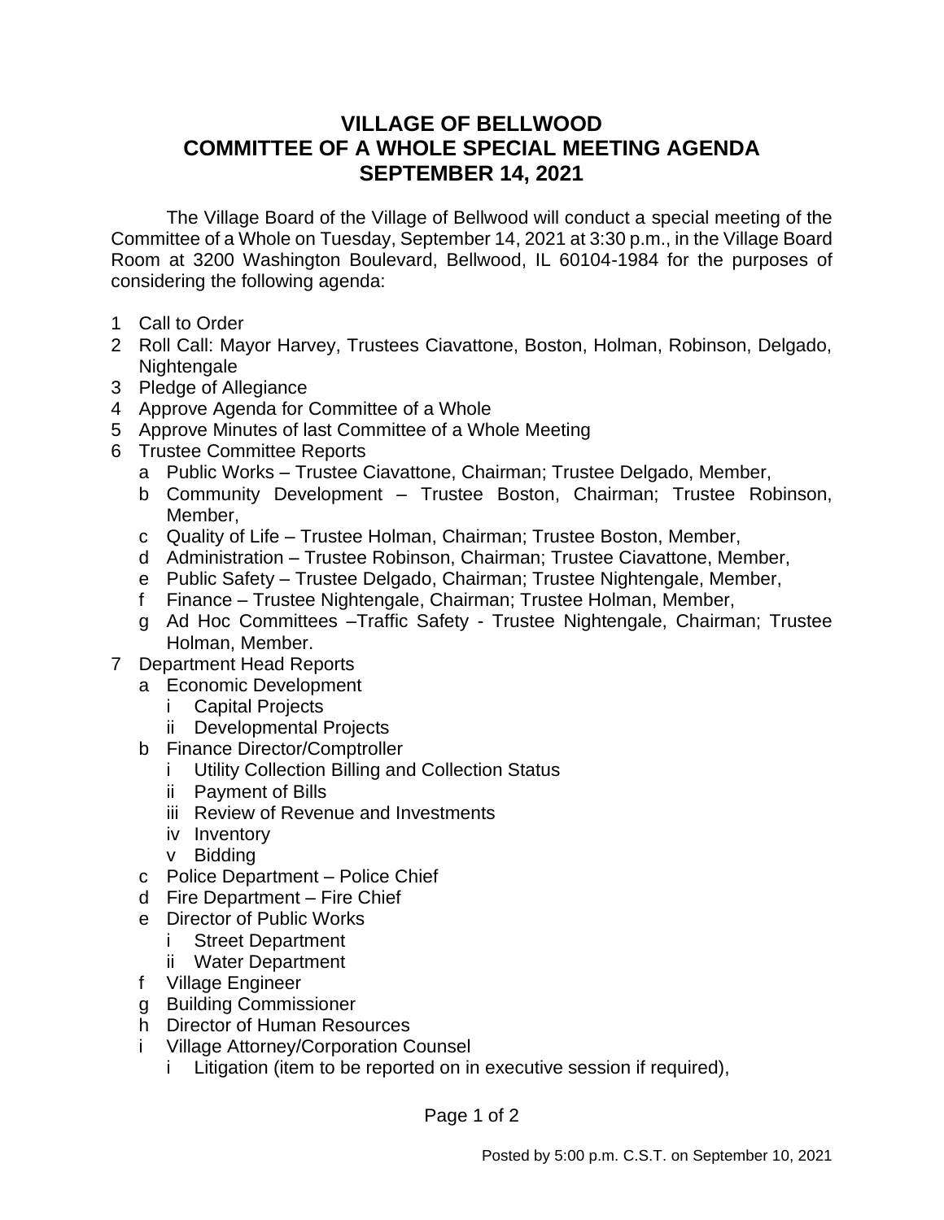# VILLAGE OF BELLWOOD
# COMMITTEE OF A WHOLE SPECIAL MEETING AGENDA
# SEPTEMBER 14, 2021

The Village Board of the Village of Bellwood will conduct a special meeting of the Committee of a Whole on Tuesday, September 14, 2021 at 3:30 p.m., in the Village Board Room at 3200 Washington Boulevard, Bellwood, IL 60104-1984 for the purposes of considering the following agenda:

1. Call to Order
2. Roll Call: Mayor Harvey, Trustees Ciavattone, Boston, Holman, Robinson, Delgado, Nightengale
3. Pledge of Allegiance
4. Approve Agenda for Committee of a Whole
5. Approve Minutes of last Committee of a Whole Meeting
6. Trustee Committee Reports
   - a. Public Works – Trustee Ciavattone, Chairman; Trustee Delgado, Member,
   - b. Community Development – Trustee Boston, Chairman; Trustee Robinson, Member,
   - c. Quality of Life – Trustee Holman, Chairman; Trustee Boston, Member,
   - d. Administration – Trustee Robinson, Chairman; Trustee Ciavattone, Member,
   - e. Public Safety – Trustee Delgado, Chairman; Trustee Nightengale, Member,
   - f. Finance – Trustee Nightengale, Chairman; Trustee Holman, Member,
   - g. Ad Hoc Committees –Traffic Safety - Trustee Nightengale, Chairman; Trustee Holman, Member.
7. Department Head Reports
   - a. Economic Development
     - i. Capital Projects
     - ii. Developmental Projects
   - b. Finance Director/Comptroller
     - i. Utility Collection Billing and Collection Status
     - ii. Payment of Bills
     - iii. Review of Revenue and Investments
     - iv. Inventory
     - v. Bidding
   - c. Police Department – Police Chief
   - d. Fire Department – Fire Chief
   - e. Director of Public Works
     - i. Street Department
     - ii. Water Department
   - f. Village Engineer
   - g. Building Commissioner
   - h. Director of Human Resources
   - i. Village Attorney/Corporation Counsel
     - i. Litigation (item to be reported on in executive session if required),

Posted by 5:00 p.m. C.S.T. on September 10, 2021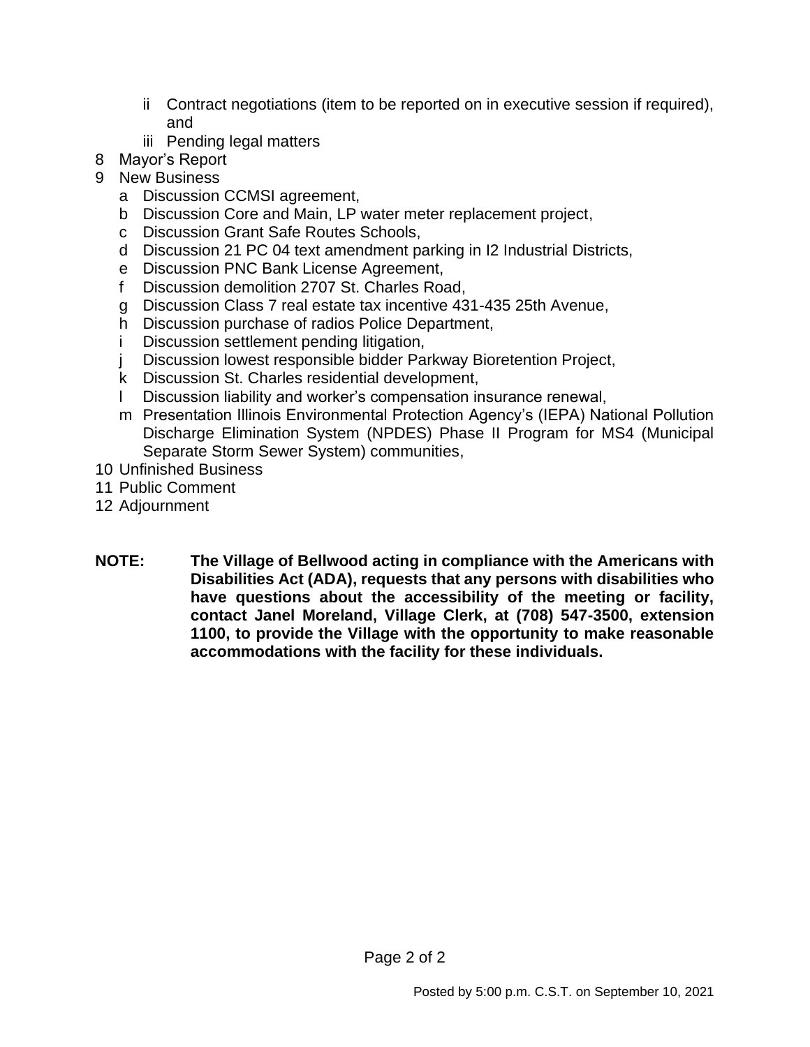- ii Contract negotiations (item to be reported on in executive session if required), and
- iii Pending legal matters

8 Mayor's Report

9 New Business

- a Discussion CCMSI agreement,
- b Discussion Core and Main, LP water meter replacement project,
- c Discussion Grant Safe Routes Schools,
- d Discussion 21 PC 04 text amendment parking in I2 Industrial Districts,
- e Discussion PNC Bank License Agreement,
- f Discussion demolition 2707 St. Charles Road,
- g Discussion Class 7 real estate tax incentive 431-435 25th Avenue,
- h Discussion purchase of radios Police Department,
- i Discussion settlement pending litigation,
- j Discussion lowest responsible bidder Parkway Bioretention Project,
- k Discussion St. Charles residential development,
- l Discussion liability and worker's compensation insurance renewal,
- m Presentation Illinois Environmental Protection Agency's (IEPA) National Pollution Discharge Elimination System (NPDES) Phase II Program for MS4 (Municipal Separate Storm Sewer System) communities,

10 Unfinished Business

11 Public Comment

12 Adjournment

**NOTE: The Village of Bellwood acting in compliance with the Americans with Disabilities Act (ADA), requests that any persons with disabilities who have questions about the accessibility of the meeting or facility, contact Janel Moreland, Village Clerk, at (708) 547-3500, extension 1100, to provide the Village with the opportunity to make reasonable accommodations with the facility for these individuals.**

Posted by 5:00 p.m. C.S.T. on September 10, 2021